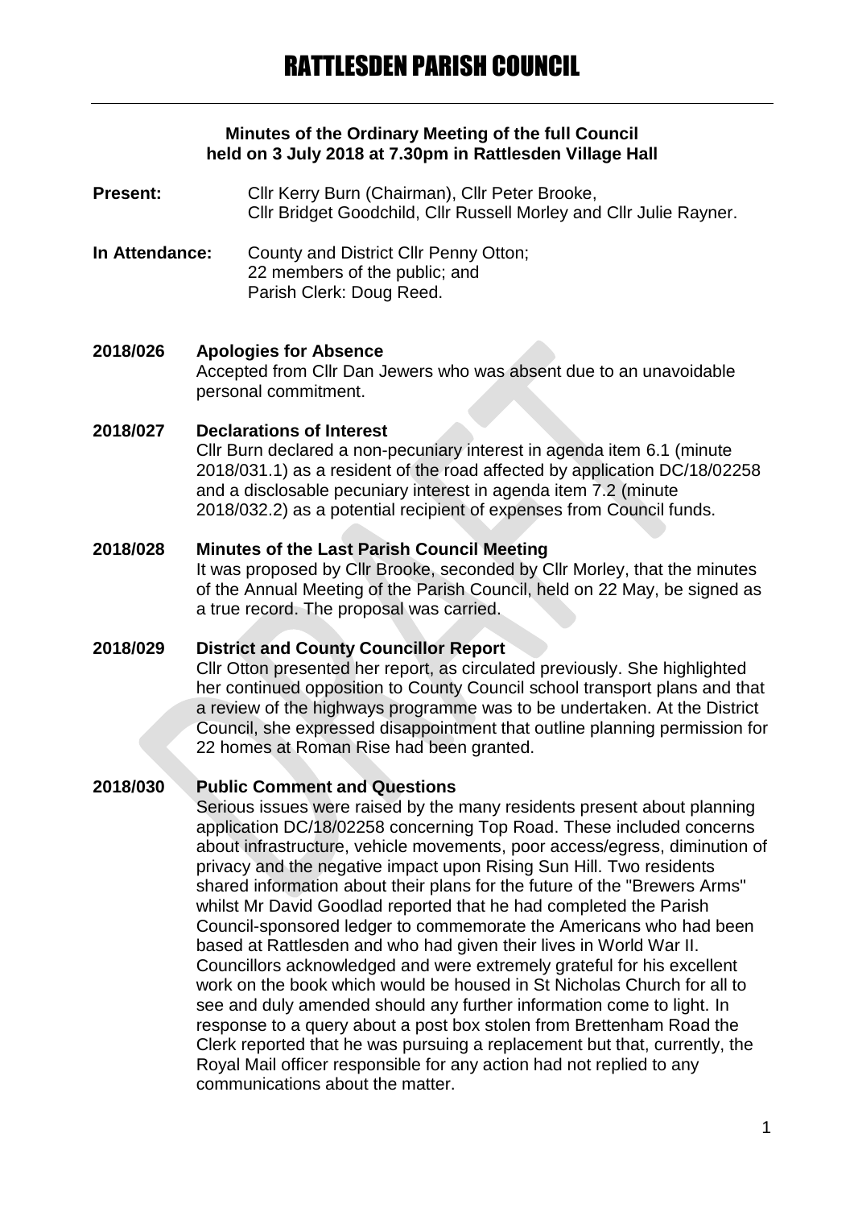# RATTLESDEN PARISH COUNCIL

**Minutes of the Ordinary Meeting of the full Council held on 3 July 2018 at 7.30pm in Rattlesden Village Hall**

**Present:** Cllr Kerry Burn (Chairman), Cllr Peter Brooke, Cllr Bridget Goodchild, Cllr Russell Morley and Cllr Julie Rayner.

**In Attendance:** County and District Cllr Penny Otton; 22 members of the public; and Parish Clerk: Doug Reed.

**2018/026 Apologies for Absence**

Accepted from Cllr Dan Jewers who was absent due to an unavoidable personal commitment.

**2018/027 Declarations of Interest**

Cllr Burn declared a non-pecuniary interest in agenda item 6.1 (minute 2018/031.1) as a resident of the road affected by application DC/18/02258 and a disclosable pecuniary interest in agenda item 7.2 (minute 2018/032.2) as a potential recipient of expenses from Council funds.

**2018/028 Minutes of the Last Parish Council Meeting**

It was proposed by Cllr Brooke, seconded by Cllr Morley, that the minutes of the Annual Meeting of the Parish Council, held on 22 May, be signed as a true record. The proposal was carried.

**2018/029 District and County Councillor Report**

Cllr Otton presented her report, as circulated previously. She highlighted her continued opposition to County Council school transport plans and that a review of the highways programme was to be undertaken. At the District Council, she expressed disappointment that outline planning permission for 22 homes at Roman Rise had been granted.

**2018/030 Public Comment and Questions**

Serious issues were raised by the many residents present about planning application DC/18/02258 concerning Top Road. These included concerns about infrastructure, vehicle movements, poor access/egress, diminution of privacy and the negative impact upon Rising Sun Hill. Two residents shared information about their plans for the future of the "Brewers Arms" whilst Mr David Goodlad reported that he had completed the Parish Council-sponsored ledger to commemorate the Americans who had been based at Rattlesden and who had given their lives in World War II. Councillors acknowledged and were extremely grateful for his excellent work on the book which would be housed in St Nicholas Church for all to see and duly amended should any further information come to light. In response to a query about a post box stolen from Brettenham Road the Clerk reported that he was pursuing a replacement but that, currently, the Royal Mail officer responsible for any action had not replied to any communications about the matter.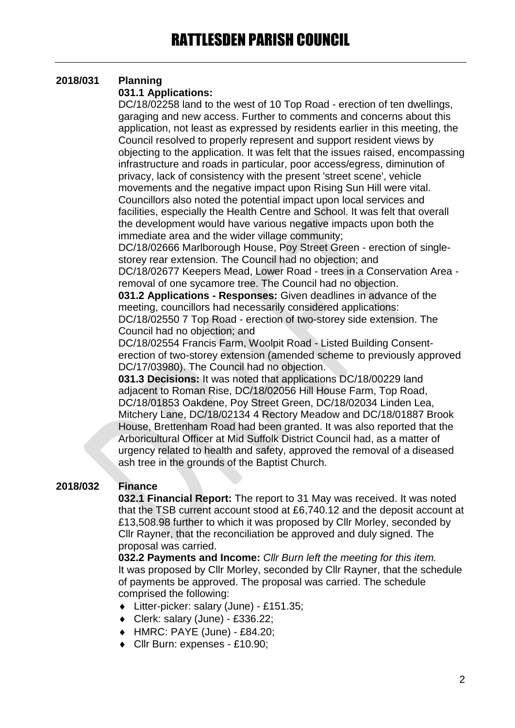# RATTLESDEN PARISH COUNCIL

**2018/031 Planning**

**031.1 Applications:**

DC/18/02258 land to the west of 10 Top Road - erection of ten dwellings, garaging and new access. Further to comments and concerns about this application, not least as expressed by residents earlier in this meeting, the Council resolved to properly represent and support resident views by objecting to the application. It was felt that the issues raised, encompassing infrastructure and roads in particular, poor access/egress, diminution of privacy, lack of consistency with the present 'street scene', vehicle movements and the negative impact upon Rising Sun Hill were vital. Councillors also noted the potential impact upon local services and facilities, especially the Health Centre and School. It was felt that overall the development would have various negative impacts upon both the immediate area and the wider village community;

DC/18/02666 Marlborough House, Poy Street Green - erection of single-storey rear extension. The Council had no objection; and

DC/18/02677 Keepers Mead, Lower Road - trees in a Conservation Area - removal of one sycamore tree. The Council had no objection.

**031.2 Applications - Responses:** Given deadlines in advance of the meeting, councillors had necessarily considered applications:

DC/18/02550 7 Top Road - erection of two-storey side extension. The Council had no objection; and

DC/18/02554 Francis Farm, Woolpit Road - Listed Building Consent- erection of two-storey extension (amended scheme to previously approved DC/17/03980). The Council had no objection.

**031.3 Decisions:** It was noted that applications DC/18/00229 land adjacent to Roman Rise, DC/18/02056 Hill House Farm, Top Road, DC/18/01853 Oakdene, Poy Street Green, DC/18/02034 Linden Lea, Mitchery Lane, DC/18/02134 4 Rectory Meadow and DC/18/01887 Brook House, Brettenham Road had been granted. It was also reported that the Arboricultural Officer at Mid Suffolk District Council had, as a matter of urgency related to health and safety, approved the removal of a diseased ash tree in the grounds of the Baptist Church.

**2018/032 Finance**

**032.1 Financial Report:** The report to 31 May was received. It was noted that the TSB current account stood at £6,740.12 and the deposit account at £13,508.98 further to which it was proposed by Cllr Morley, seconded by Cllr Rayner, that the reconciliation be approved and duly signed. The proposal was carried.

**032.2 Payments and Income:** *Cllr Burn left the meeting for this item.* It was proposed by Cllr Morley, seconded by Cllr Rayner, that the schedule of payments be approved. The proposal was carried. The schedule comprised the following:

- Litter-picker: salary (June) - £151.35;
- Clerk: salary (June) - £336.22;
- HMRC: PAYE (June) - £84.20;
- Cllr Burn: expenses - £10.90;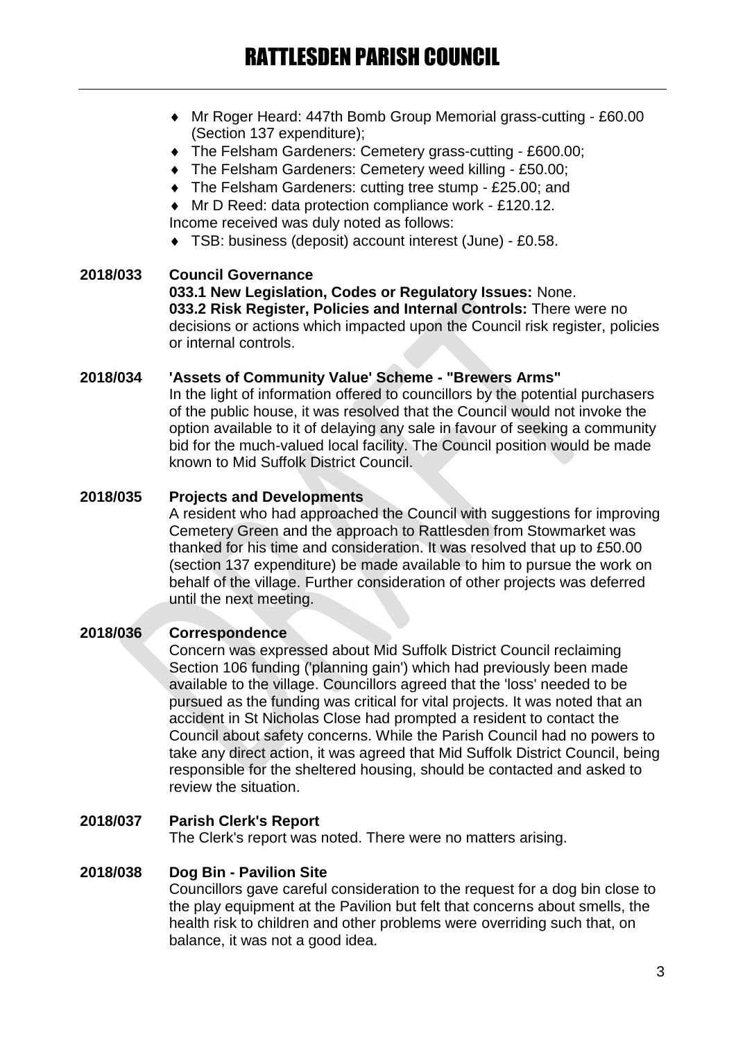- Mr Roger Heard: 447th Bomb Group Memorial grass-cutting - £60.00 (Section 137 expenditure);
- The Felsham Gardeners: Cemetery grass-cutting - £600.00;
- The Felsham Gardeners: Cemetery weed killing - £50.00;
- The Felsham Gardeners: cutting tree stump - £25.00; and
- Mr D Reed: data protection compliance work - £120.12.

Income received was duly noted as follows:

- TSB: business (deposit) account interest (June) - £0.58.

**2018/033 Council Governance**

**033.1 New Legislation, Codes or Regulatory Issues:** None.
**033.2 Risk Register, Policies and Internal Controls:** There were no decisions or actions which impacted upon the Council risk register, policies or internal controls.

**2018/034 'Assets of Community Value' Scheme - "Brewers Arms"**

In the light of information offered to councillors by the potential purchasers of the public house, it was resolved that the Council would not invoke the option available to it of delaying any sale in favour of seeking a community bid for the much-valued local facility. The Council position would be made known to Mid Suffolk District Council.

**2018/035 Projects and Developments**

A resident who had approached the Council with suggestions for improving Cemetery Green and the approach to Rattlesden from Stowmarket was thanked for his time and consideration. It was resolved that up to £50.00 (section 137 expenditure) be made available to him to pursue the work on behalf of the village. Further consideration of other projects was deferred until the next meeting.

**2018/036 Correspondence**

Concern was expressed about Mid Suffolk District Council reclaiming Section 106 funding ('planning gain') which had previously been made available to the village. Councillors agreed that the 'loss' needed to be pursued as the funding was critical for vital projects. It was noted that an accident in St Nicholas Close had prompted a resident to contact the Council about safety concerns. While the Parish Council had no powers to take any direct action, it was agreed that Mid Suffolk District Council, being responsible for the sheltered housing, should be contacted and asked to review the situation.

**2018/037 Parish Clerk's Report**

The Clerk's report was noted. There were no matters arising.

**2018/038 Dog Bin - Pavilion Site**

Councillors gave careful consideration to the request for a dog bin close to the play equipment at the Pavilion but felt that concerns about smells, the health risk to children and other problems were overriding such that, on balance, it was not a good idea.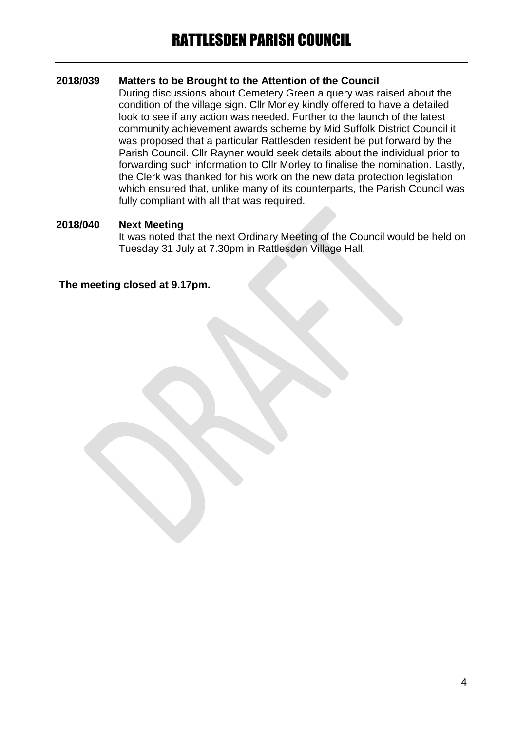**2018/039 Matters to be Brought to the Attention of the Council**

During discussions about Cemetery Green a query was raised about the condition of the village sign. Cllr Morley kindly offered to have a detailed look to see if any action was needed. Further to the launch of the latest community achievement awards scheme by Mid Suffolk District Council it was proposed that a particular Rattlesden resident be put forward by the Parish Council. Cllr Rayner would seek details about the individual prior to forwarding such information to Cllr Morley to finalise the nomination. Lastly, the Clerk was thanked for his work on the new data protection legislation which ensured that, unlike many of its counterparts, the Parish Council was fully compliant with all that was required.

**2018/040 Next Meeting**

It was noted that the next Ordinary Meeting of the Council would be held on Tuesday 31 July at 7.30pm in Rattlesden Village Hall.

**The meeting closed at 9.17pm.**